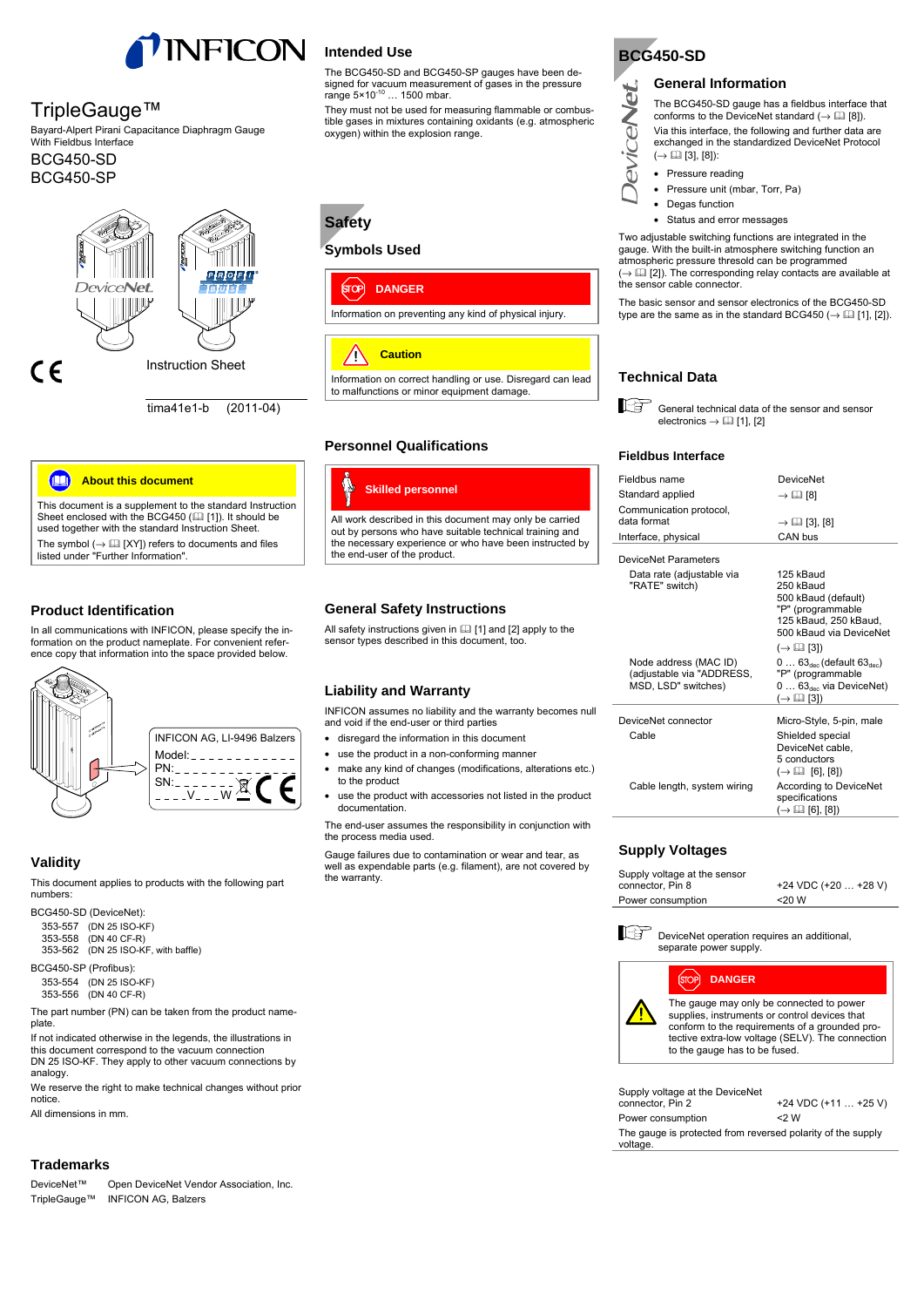# TripleGauge™

Bayard-Alpert Pirani Capacitance Diaphragm Gauge
With Fieldbus Interface

BCG450-SD
BCG450-SP

Instruction Sheet

tima41e1-b (2011-04)

**About this document**

This document is a supplement to the standard Instruction Sheet enclosed with the BCG450 (📖 [1]). It should be used together with the standard Instruction Sheet.

The symbol (→ 📖 [XY]) refers to documents and files listed under "Further Information".

## Product Identification

In all communications with INFICON, please specify the information on the product nameplate. For convenient reference copy that information into the space provided below.

INFICON AG, LI-9496 Balzers
Model: _ _ _ _ _ _ _ _ _ _ _ _
PN: _ _ _ _ _ _ _ _ _ _ _ _ _
SN: _ _ _ _ _ _ _ _ _ _ _ _ _
_ _ _ _V_ _ _W

## Validity

This document applies to products with the following part numbers:

BCG450-SD (DeviceNet):
- 353-557 (DN 25 ISO-KF)
- 353-558 (DN 40 CF-R)
- 353-562 (DN 25 ISO-KF, with baffle)

BCG450-SP (Profibus):
- 353-554 (DN 25 ISO-KF)
- 353-556 (DN 40 CF-R)

The part number (PN) can be taken from the product nameplate.

If not indicated otherwise in the legends, the illustrations in this document correspond to the vacuum connection DN 25 ISO-KF. They apply to other vacuum connections by analogy.

We reserve the right to make technical changes without prior notice.

All dimensions in mm.

## Trademarks

DeviceNet™ Open DeviceNet Vendor Association, Inc.
TripleGauge™ INFICON AG, Balzers

## Intended Use

The BCG450-SD and BCG450-SP gauges have been designed for vacuum measurement of gases in the pressure range $5\times10^{-10}$ … 1500 mbar.

They must not be used for measuring flammable or combustible gases in mixtures containing oxidants (e.g. atmospheric oxygen) within the explosion range.

# Safety

## Symbols Used

**DANGER**

Information on preventing any kind of physical injury.

**Caution**

Information on correct handling or use. Disregard can lead to malfunctions or minor equipment damage.

## Personnel Qualifications

**Skilled personnel**

All work described in this document may only be carried out by persons who have suitable technical training and the necessary experience or who have been instructed by the end-user of the product.

## General Safety Instructions

All safety instructions given in 📖 [1] and [2] apply to the sensor types described in this document, too.

## Liability and Warranty

INFICON assumes no liability and the warranty becomes null and void if the end-user or third parties

- disregard the information in this document
- use the product in a non-conforming manner
- make any kind of changes (modifications, alterations etc.) to the product
- use the product with accessories not listed in the product documentation.

The end-user assumes the responsibility in conjunction with the process media used.

Gauge failures due to contamination or wear and tear, as well as expendable parts (e.g. filament), are not covered by the warranty.

# BCG450-SD

## General Information

The BCG450-SD gauge has a fieldbus interface that conforms to the DeviceNet standard (→ 📖 [8]).

Via this interface, the following and further data are exchanged in the standardized DeviceNet Protocol (→ 📖 [3], [8]):

- Pressure reading
- Pressure unit (mbar, Torr, Pa)
- Degas function
- Status and error messages

Two adjustable switching functions are integrated in the gauge. With the built-in atmosphere switching function an atmospheric pressure thresold can be programmed (→ 📖 [2]). The corresponding relay contacts are available at the sensor cable connector.

The basic sensor and sensor electronics of the BCG450-SD type are the same as in the standard BCG450 (→ 📖 [1], [2]).

## Technical Data

General technical data of the sensor and sensor electronics → 📖 [1], [2]

### Fieldbus Interface

| | |
|---|---|
| Fieldbus name | DeviceNet |
| Standard applied | → 📖 [8] |
| Communication protocol, data format | → 📖 [3], [8] |
| Interface, physical | CAN bus |
| DeviceNet Parameters | |
| Data rate (adjustable via "RATE" switch) | 125 kBaud<br>250 kBaud<br>500 kBaud (default)<br>"P" (programmable 125 kBaud, 250 kBaud, 500 kBaud via DeviceNet (→ 📖 [3]) |
| Node address (MAC ID) (adjustable via "ADDRESS, MSD, LSD" switches) | 0 … $63_{dec}$ (default $63_{dec}$)<br>"P" (programmable 0 … $63_{dec}$ via DeviceNet) (→ 📖 [3]) |
| DeviceNet connector | Micro-Style, 5-pin, male |
| Cable | Shielded special DeviceNet cable, 5 conductors (→ 📖 [6], [8]) |
| Cable length, system wiring | According to DeviceNet specifications (→ 📖 [6], [8]) |

### Supply Voltages

| | |
|---|---|
| Supply voltage at the sensor connector, Pin 8 | +24 VDC (+20 … +28 V) |
| Power consumption | <20 W |

DeviceNet operation requires an additional, separate power supply.

**DANGER**

The gauge may only be connected to power supplies, instruments or control devices that conform to the requirements of a grounded protective extra-low voltage (SELV). The connection to the gauge has to be fused.

| | |
|---|---|
| Supply voltage at the DeviceNet connector, Pin 2 | +24 VDC (+11 … +25 V) |
| Power consumption | <2 W |

The gauge is protected from reversed polarity of the supply voltage.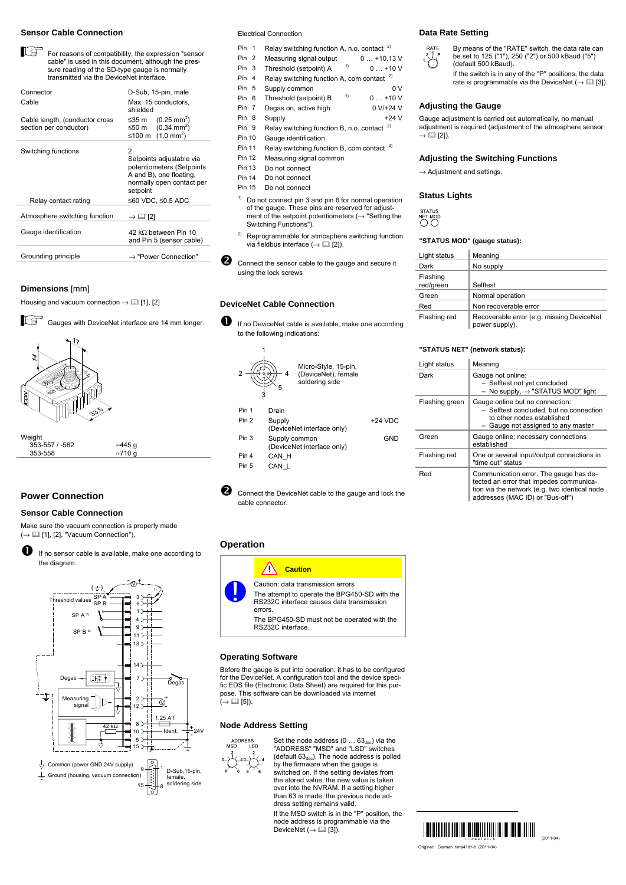## Sensor Cable Connection

For reasons of compatibility, the expression "sensor cable" is used in this document, although the pressure reading of the SD-type gauge is normally transmitted via the DeviceNet interface.

| | |
|---|---|
| Connector | D-Sub, 15-pin, male |
| Cable | Max. 15 conductors, shielded |
| Cable length, (conductor cross section per conductor) | ≤35 m (0.25 mm²)<br>≤50 m (0.34 mm²)<br>≤100 m (1.0 mm²) |
| Switching functions | 2<br>Setpoints adjustable via potentiometers (Setpoints A and B), one floating, normally open contact per setpoint |
| Relay contact rating | ≤60 VDC, ≤0.5 ADC |
| Atmosphere switching function | → 📖 [2] |
| Gauge identification | 42 kΩ between Pin 10 and Pin 5 (sensor cable) |
| Grounding principle | → "Power Connection" |

## Dimensions [mm]

Housing and vacuum connection → 📖 [1], [2]

Gauges with DeviceNet interface are 14 mm longer.

| Weight | |
|---|---|
| 353-557 / -562 | ≈445 g |
| 353-558 | ≈710 g |

# Power Connection

## Sensor Cable Connection

Make sure the vacuum connection is properly made (→ 📖 [1], [2], "Vacuum Connection").

❶ If no sensor cable is available, make one according to the diagram.

Threshold values SP A, SP B; SP A [2]); SP B [2]); Degas; Measuring signal; 42 kΩ; 1.25 AT; Ident.; 24V; D-Sub,15-pin, female, soldering side

Common (power GND 24V supply)
Ground (housing, vacuum connection)

Electrical Connection

| Pin | Function | |
|---|---|---|
| Pin 1 | Relay switching function A, n.o. contact [2]) | |
| Pin 2 | Measuring signal output | 0 … +10.13 V |
| Pin 3 | Threshold (setpoint) A [1]) | 0 … +10 V |
| Pin 4 | Relay switching function A, com contact [2]) | |
| Pin 5 | Supply common | 0 V |
| Pin 6 | Threshold (setpoint) B [1]) | 0 … +10 V |
| Pin 7 | Degas on, active high | 0 V/+24 V |
| Pin 8 | Supply | +24 V |
| Pin 9 | Relay switching function B, n.o. contact [2]) | |
| Pin 10 | Gauge identification | |
| Pin 11 | Relay switching function B, com contact [2]) | |
| Pin 12 | Measuring signal common | |
| Pin 13 | Do not connect | |
| Pin 14 | Do not connect | |
| Pin 15 | Do not connect | |

[1]) Do not connect pin 3 and pin 6 for normal operation of the gauge. These pins are reserved for adjustment of the setpoint potentiometers (→ "Setting the Switching Functions").

[2]) Reprogrammable for atmosphere switching function via fieldbus interface (→ 📖 [2]).

❷ Connect the sensor cable to the gauge and secure it using the lock screws

## DeviceNet Cable Connection

❶ If no DeviceNet cable is available, make one according to the following indications:

Micro-Style, 15-pin, (DeviceNet), female soldering side

| Pin | Function | |
|---|---|---|
| Pin 1 | Drain | |
| Pin 2 | Supply (DeviceNet interface only) | +24 VDC |
| Pin 3 | Supply common (DeviceNet interface only) | GND |
| Pin 4 | CAN_H | |
| Pin 5 | CAN_L | |

❷ Connect the DeviceNet cable to the gauge and lock the cable connector.

# Operation

**Caution**

Caution: data transmission errors

The attempt to operate the BPG450-SD with the RS232C interface causes data transmission errors.

The BPG450-SD must not be operated with the RS232C interface.

## Operating Software

Before the gauge is put into operation, it has to be configured for the DeviceNet. A configuration tool and the device specific EDS file (Electronic Data Sheet) are required for this purpose. This software can be downloaded via internet (→ 📖 [5]).

## Node Address Setting

Set the node address (0 … $63_{dec}$) via the "ADDRESS" "MSD" and "LSD" switches (default $63_{dec}$). The node address is polled by the firmware when the gauge is switched on. If the setting deviates from the stored value, the new value is taken over into the NVRAM. If a setting higher than 63 is made, the previous node address setting remains valid.

If the MSD switch is in the "P" position, the node address is programmable via the DeviceNet (→ 📖 [3]).

## Data Rate Setting

By means of the "RATE" switch, the data rate can be set to 125 ("1"), 250 ("2") or 500 kBaud ("5") (default 500 kBaud).

If the switch is in any of the "P" positions, the data rate is programmable via the DeviceNet (→ 📖 [3]).

## Adjusting the Gauge

Gauge adjustment is carried out automatically, no manual adjustment is required (adjustment of the atmosphere sensor → 📖 [2]).

## Adjusting the Switching Functions

→ Adjustment and settings.

## Status Lights

**"STATUS MOD" (gauge status):**

| Light status | Meaning |
|---|---|
| Dark | No supply |
| Flashing red/green | Selftest |
| Green | Normal operation |
| Red | Non recoverable error |
| Flashing red | Recoverable error (e.g. missing DeviceNet power supply). |

**"STATUS NET" (network status):**

| Light status | Meaning |
|---|---|
| Dark | Gauge not online:<br>– Selftest not yet concluded<br>– No supply, → "STATUS MOD" light |
| Flashing green | Gauge online but no connection:<br>– Selftest concluded, but no connection to other nodes established<br>– Gauge not assigned to any master |
| Green | Gauge online; necessary connections established |
| Flashing red | One or several input/output connections in "time out" status |
| Red | Communication error. The gauge has detected an error that impedes communication via the network (e.g. two identical node addresses (MAC ID) or "Bus-off") |

(2011-04)

Original: German tima41d1-b (2011-04)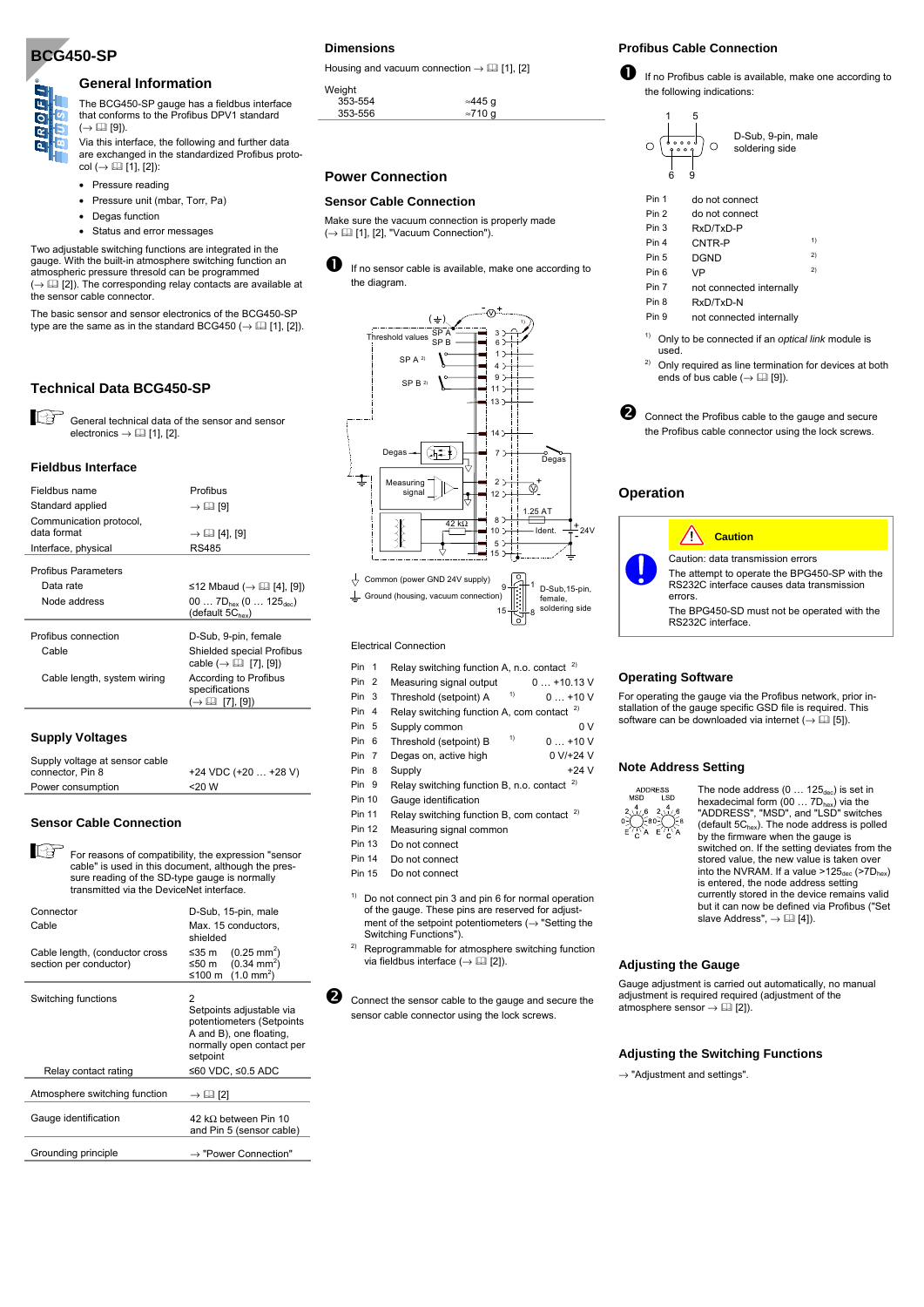# BCG450-SP

## General Information

The BCG450-SP gauge has a fieldbus interface that conforms to the Profibus DPV1 standard (→ 📖 [9]).

Via this interface, the following and further data are exchanged in the standardized Profibus protocol (→ 📖 [1], [2]):

- Pressure reading
- Pressure unit (mbar, Torr, Pa)
- Degas function
- Status and error messages

Two adjustable switching functions are integrated in the gauge. With the built-in atmosphere switching function an atmospheric pressure thresold can be programmed (→ 📖 [2]). The corresponding relay contacts are available at the sensor cable connector.

The basic sensor and sensor electronics of the BCG450-SP type are the same as in the standard BCG450 (→ 📖 [1], [2]).

## Technical Data BCG450-SP

General technical data of the sensor and sensor electronics → 📖 [1], [2].

### Fieldbus Interface

| | |
|---|---|
| Fieldbus name | Profibus |
| Standard applied | → 📖 [9] |
| Communication protocol, data format | → 📖 [4], [9] |
| Interface, physical | RS485 |
| Profibus Parameters | |
| Data rate | ≤12 Mbaud (→ 📖 [4], [9]) |
| Node address | 00 … $7D_{hex}$ (0 … $125_{dec}$) (default $5C_{hex}$) |
| Profibus connection | D-Sub, 9-pin, female |
| Cable | Shielded special Profibus cable (→ 📖 [7], [9]) |
| Cable length, system wiring | According to Profibus specifications (→ 📖 [7], [9]) |

### Supply Voltages

| | |
|---|---|
| Supply voltage at sensor cable connector, Pin 8 | +24 VDC (+20 … +28 V) |
| Power consumption | <20 W |

### Sensor Cable Connection

For reasons of compatibility, the expression "sensor cable" is used in this document, although the pressure reading of the SD-type gauge is normally transmitted via the DeviceNet interface.

| | |
|---|---|
| Connector | D-Sub, 15-pin, male |
| Cable | Max. 15 conductors, shielded |
| Cable length, (conductor cross section per conductor) | ≤35 m ($0.25\ mm^2$)<br>≤50 m ($0.34\ mm^2$)<br>≤100 m ($1.0\ mm^2$) |
| Switching functions | 2<br>Setpoints adjustable via potentiometers (Setpoints A and B), one floating, normally open contact per setpoint |
| Relay contact rating | ≤60 VDC, ≤0.5 ADC |
| Atmosphere switching function | → 📖 [2] |
| Gauge identification | 42 kΩ between Pin 10 and Pin 5 (sensor cable) |
| Grounding principle | → "Power Connection" |

## Dimensions

Housing and vacuum connection → 📖 [1], [2]

| Weight | |
|---|---|
| 353-554 | ≈445 g |
| 353-556 | ≈710 g |

## Power Connection

### Sensor Cable Connection

Make sure the vacuum connection is properly made (→ 📖 [1], [2], "Vacuum Connection").

❶ If no sensor cable is available, make one according to the diagram.

Threshold values SP A, SP B; SP A [2]; SP B [2]; Degas; Measuring signal; 42 kΩ; 1.25 AT; Ident.; +24V

Common (power GND 24V supply)
Ground (housing, vacuum connection)
D-Sub,15-pin, female, soldering side

Electrical Connection

| Pin | Function | |
|---|---|---|
| Pin 1 | Relay switching function A, n.o. contact [2] | |
| Pin 2 | Measuring signal output | 0 … +10.13 V |
| Pin 3 | Threshold (setpoint) A [1] | 0 … +10 V |
| Pin 4 | Relay switching function A, com contact [2] | |
| Pin 5 | Supply common | 0 V |
| Pin 6 | Threshold (setpoint) B [1] | 0 … +10 V |
| Pin 7 | Degas on, active high | 0 V/+24 V |
| Pin 8 | Supply | +24 V |
| Pin 9 | Relay switching function B, n.o. contact [2] | |
| Pin 10 | Gauge identification | |
| Pin 11 | Relay switching function B, com contact [2] | |
| Pin 12 | Measuring signal common | |
| Pin 13 | Do not connect | |
| Pin 14 | Do not connect | |
| Pin 15 | Do not connect | |

[1] Do not connect pin 3 and pin 6 for normal operation of the gauge. These pins are reserved for adjustment of the setpoint potentiometers (→ "Setting the Switching Functions").

[2] Reprogrammable for atmosphere switching function via fieldbus interface (→ 📖 [2]).

❷ Connect the sensor cable to the gauge and secure the sensor cable connector using the lock screws.

## Profibus Cable Connection

❶ If no Profibus cable is available, make one according to the following indications:

D-Sub, 9-pin, male soldering side

| Pin | | |
|---|---|---|
| Pin 1 | do not connect | |
| Pin 2 | do not connect | |
| Pin 3 | RxD/TxD-P | |
| Pin 4 | CNTR-P | [1] |
| Pin 5 | DGND | [2] |
| Pin 6 | VP | [2] |
| Pin 7 | not connected internally | |
| Pin 8 | RxD/TxD-N | |
| Pin 9 | not connected internally | |

[1] Only to be connected if an *optical link* module is used.

[2] Only required as line termination for devices at both ends of bus cable (→ 📖 [9]).

❷ Connect the Profibus cable to the gauge and secure the Profibus cable connector using the lock screws.

## Operation

**Caution**

Caution: data transmission errors

The attempt to operate the BPG450-SP with the RS232C interface causes data transmission errors.

The BPG450-SD must not be operated with the RS232C interface.

### Operating Software

For operating the gauge via the Profibus network, prior installation of the gauge specific GSD file is required. This software can be downloaded via internet (→ 📖 [5]).

### Note Address Setting

The node address (0 … $125_{dec}$) is set in hexadecimal form (00 … $7D_{hex}$) via the "ADDRESS", "MSD", and "LSD" switches (default $5C_{hex}$). The node address is polled by the firmware when the gauge is switched on. If the setting deviates from the stored value, the new value is taken over into the NVRAM. If a value >$125_{dec}$ (>$7D_{hex}$) is entered, the node address setting currently stored in the device remains valid but it can now be defined via Profibus ("Set slave Address", → 📖 [4]).

### Adjusting the Gauge

Gauge adjustment is carried out automatically, no manual adjustment is required required (adjustment of the atmosphere sensor → 📖 [2]).

### Adjusting the Switching Functions

→ "Adjustment and settings".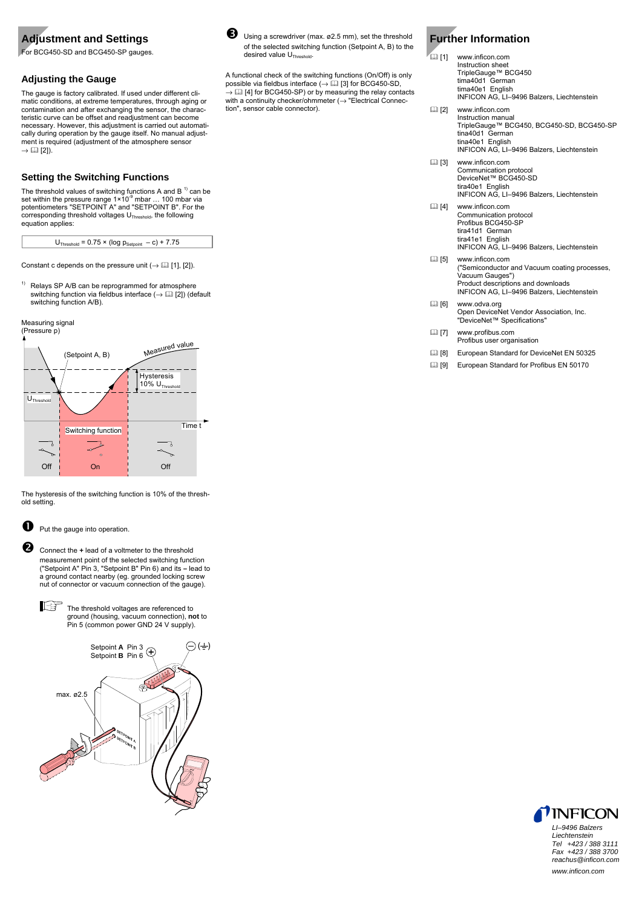## Adjustment and Settings

For BCG450-SD and BCG450-SP gauges.

### Adjusting the Gauge

The gauge is factory calibrated. If used under different climatic conditions, at extreme temperatures, through aging or contamination and after exchanging the sensor, the characteristic curve can be offset and readjustment can become necessary. However, this adjustment is carried out automatically during operation by the gauge itself. No manual adjustment is required (adjustment of the atmosphere sensor → 🕮 [2]).

### Setting the Switching Functions

The threshold values of switching functions A and B [1] can be set within the pressure range $1\times10^{-9}$ mbar … 100 mbar via potentiometers "SETPOINT A" and "SETPOINT B". For the corresponding threshold voltages $U_{Threshold}$, the following equation applies:

$$U_{Threshold} = 0.75 \times (\log p_{Setpoint} - c) + 7.75$$

Constant c depends on the pressure unit (→ 🕮 [1], [2]).

[1] Relays SP A/B can be reprogrammed for atmosphere switching function via fieldbus interface (→ 🕮 [2]) (default switching function A/B).

Measuring signal
(Pressure p)

(Setpoint A, B)

Measured value

Hysteresis
10% $U_{Threshold}$

$U_{Threshold}$

Time t

Switching function

Off

On

Off

The hysteresis of the switching function is 10% of the threshold setting.

❶ Put the gauge into operation.

❷ Connect the **+** lead of a voltmeter to the threshold measurement point of the selected switching function ("Setpoint A" Pin 3, "Setpoint B" Pin 6) and its **–** lead to a ground contact nearby (eg. grounded locking screw nut of connector or vacuum connection of the gauge).

> The threshold voltages are referenced to ground (housing, vacuum connection), **not** to Pin 5 (common power GND 24 V supply).

Setpoint **A** Pin 3
Setpoint **B** Pin 6

max. ø2.5

❸ Using a screwdriver (max. ø2.5 mm), set the threshold of the selected switching function (Setpoint A, B) to the desired value $U_{Threshold}$.

A functional check of the switching functions (On/Off) is only possible via fieldbus interface (→ 🕮 [3] for BCG450-SD, → 🕮 [4] for BCG450-SP) or by measuring the relay contacts with a continuity checker/ohmmeter (→ "Electrical Connection", sensor cable connector).

## Further Information

🕮 [1] www.inficon.com
Instruction sheet
TripleGauge™ BCG450
tima40d1 German
tima40e1 English
INFICON AG, LI–9496 Balzers, Liechtenstein

🕮 [2] www.inficon.com
Instruction manual
TripleGauge™ BCG450, BCG450-SD, BCG450-SP
tina40d1 German
tina40e1 English
INFICON AG, LI–9496 Balzers, Liechtenstein

🕮 [3] www.inficon.com
Communication protocol
DeviceNet™ BCG450-SD
tira40e1 English
INFICON AG, LI–9496 Balzers, Liechtenstein

🕮 [4] www.inficon.com
Communication protocol
Profibus BCG450-SP
tira41d1 German
tira41e1 English
INFICON AG, LI–9496 Balzers, Liechtenstein

🕮 [5] www.inficon.com
("Semiconductor and Vacuum coating processes, Vacuum Gauges")
Product descriptions and downloads
INFICON AG, LI–9496 Balzers, Liechtenstein

🕮 [6] www.odva.org
Open DeviceNet Vendor Association, Inc.
"DeviceNet™ Specifications"

🕮 [7] www.profibus.com
Profibus user organisation

🕮 [8] European Standard for DeviceNet EN 50325

🕮 [9] European Standard for Profibus EN 50170

INFICON
*LI–9496 Balzers*
*Liechtenstein*
*Tel +423 / 388 3111*
*Fax +423 / 388 3700*
*reachus@inficon.com*

*www.inficon.com*